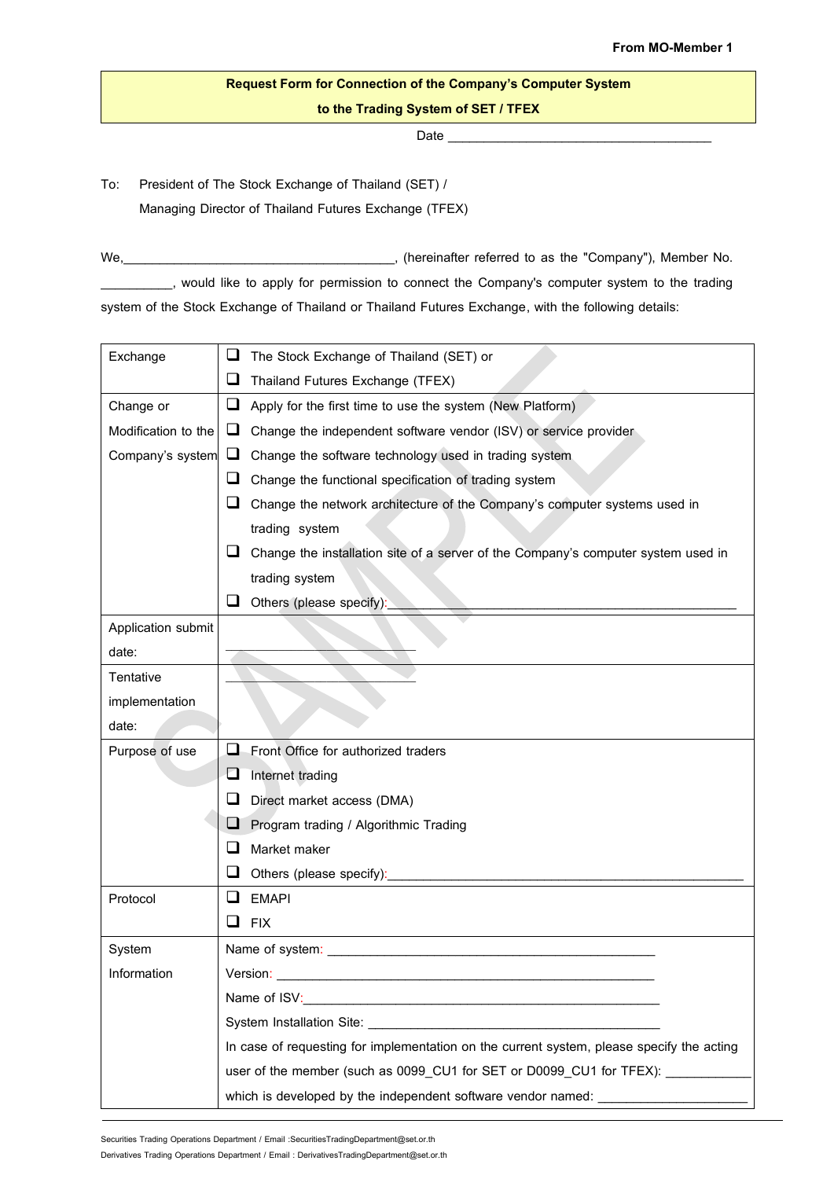From MO-Member 1

**Request Form for Connection of the Company's Computer System**
**to the Trading System of SET / TFEX**

Date ____________________________________

To: President of The Stock Exchange of Thailand (SET) /
Managing Director of Thailand Futures Exchange (TFEX)

We,______________________________________, (hereinafter referred to as the "Company"), Member No. __________, would like to apply for permission to connect the Company's computer system to the trading system of the Stock Exchange of Thailand or Thailand Futures Exchange, with the following details:

| | |
|---|---|
| Exchange | ❑ The Stock Exchange of Thailand (SET) or<br>❑ Thailand Futures Exchange (TFEX) |
| Change or Modification to the Company's system | ❑ Apply for the first time to use the system (New Platform)<br>❑ Change the independent software vendor (ISV) or service provider<br>❑ Change the software technology used in trading system<br>❑ Change the functional specification of trading system<br>❑ Change the network architecture of the Company's computer systems used in trading system<br>❑ Change the installation site of a server of the Company's computer system used in trading system<br>❑ Others (please specify):____________________________________________ |
| Application submit date: | ________________________ |
| Tentative implementation date: | ________________________ |
| Purpose of use | ❑ Front Office for authorized traders<br>❑ Internet trading<br>❑ Direct market access (DMA)<br>❑ Program trading / Algorithmic Trading<br>❑ Market maker<br>❑ Others (please specify):____________________________________________ |
| Protocol | ❑ EMAPI<br>❑ FIX |
| System Information | Name of system: ______________________________________________<br>Version: ______________________________________________________<br>Name of ISV:__________________________________________________<br>System Installation Site: _________________________________________<br>In case of requesting for implementation on the current system, please specify the acting user of the member (such as 0099_CU1 for SET or D0099_CU1 for TFEX): ____________ which is developed by the independent software vendor named: ____________________ |

Securities Trading Operations Department / Email :SecuritiesTradingDepartment@set.or.th
Derivatives Trading Operations Department / Email : DerivativesTradingDepartment@set.or.th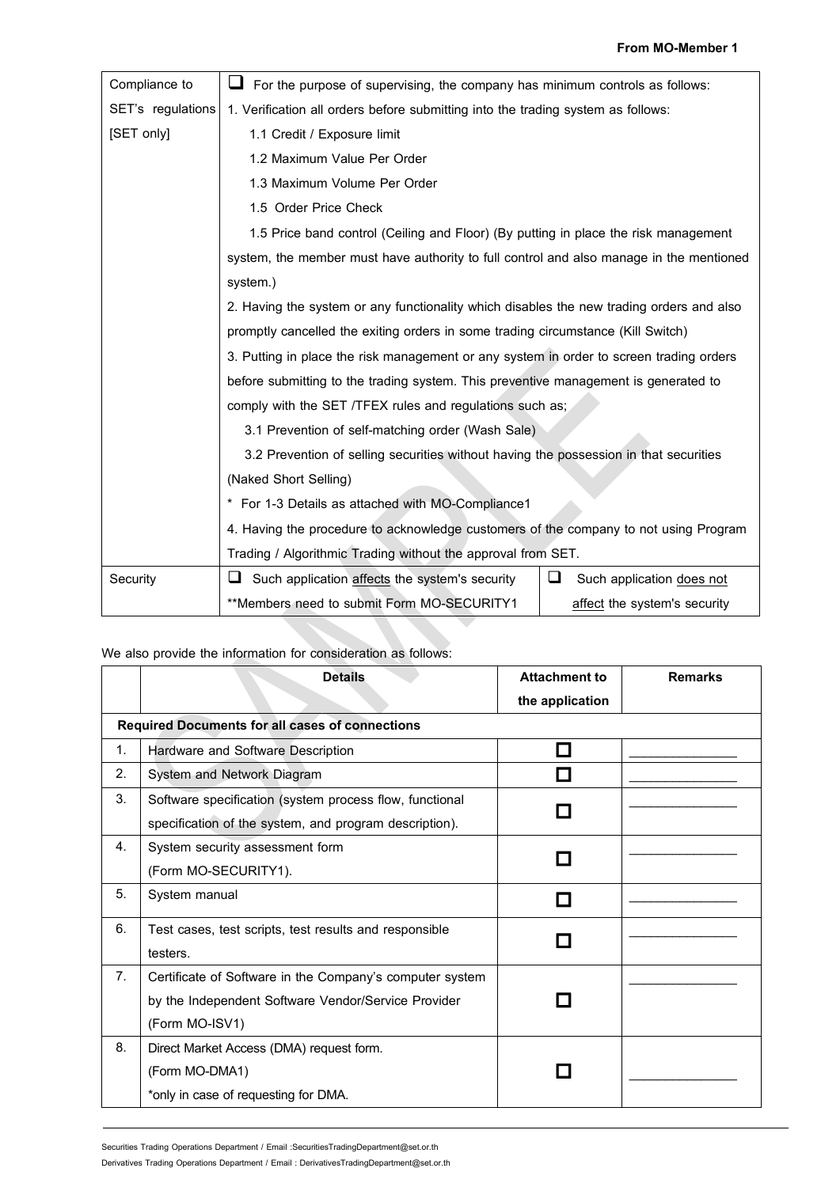**From MO-Member 1**

| Compliance to SET's regulations [SET only] | ☐ For the purpose of supervising, the company has minimum controls as follows:<br>1. Verification all orders before submitting into the trading system as follows:<br>1.1 Credit / Exposure limit<br>1.2 Maximum Value Per Order<br>1.3 Maximum Volume Per Order<br>1.5 Order Price Check<br>1.5 Price band control (Ceiling and Floor) (By putting in place the risk management system, the member must have authority to full control and also manage in the mentioned system.)<br>2. Having the system or any functionality which disables the new trading orders and also promptly cancelled the exiting orders in some trading circumstance (Kill Switch)<br>3. Putting in place the risk management or any system in order to screen trading orders before submitting to the trading system. This preventive management is generated to comply with the SET /TFEX rules and regulations such as;<br>3.1 Prevention of self-matching order (Wash Sale)<br>3.2 Prevention of selling securities without having the possession in that securities (Naked Short Selling)<br>* For 1-3 Details as attached with MO-Compliance1<br>4. Having the procedure to acknowledge customers of the company to not using Program Trading / Algorithmic Trading without the approval from SET. | |
|---|---|---|
| Security | ☐ Such application affects the system's security<br>**Members need to submit Form MO-SECURITY1 | ☐ Such application does not affect the system's security |

We also provide the information for consideration as follows:

| | Details | Attachment to the application | Remarks |
|---|---|---|---|
| **Required Documents for all cases of connections** | | | |
| 1. | Hardware and Software Description | ☐ | _______________ |
| 2. | System and Network Diagram | ☐ | _______________ |
| 3. | Software specification (system process flow, functional specification of the system, and program description). | ☐ | _______________ |
| 4. | System security assessment form (Form MO-SECURITY1). | ☐ | _______________ |
| 5. | System manual | ☐ | _______________ |
| 6. | Test cases, test scripts, test results and responsible testers. | ☐ | _______________ |
| 7. | Certificate of Software in the Company's computer system by the Independent Software Vendor/Service Provider (Form MO-ISV1) | ☐ | _______________ |
| 8. | Direct Market Access (DMA) request form. (Form MO-DMA1)<br>*only in case of requesting for DMA. | ☐ | _______________ |

Securities Trading Operations Department / Email :SecuritiesTradingDepartment@set.or.th
Derivatives Trading Operations Department / Email : DerivativesTradingDepartment@set.or.th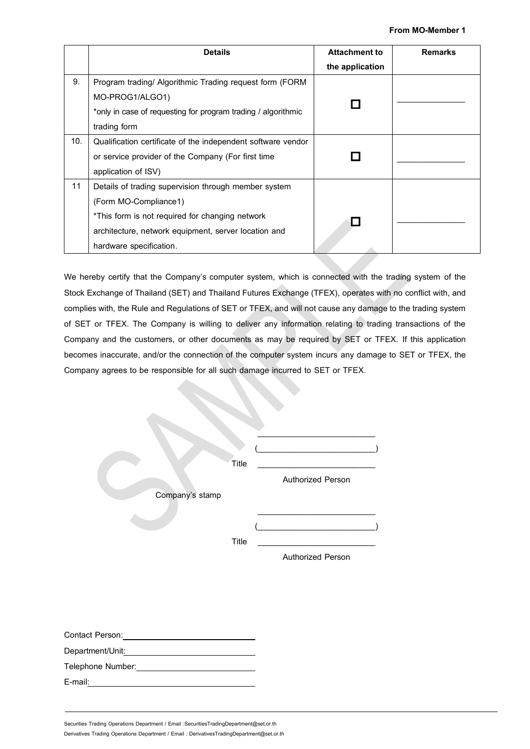From MO-Member 1

| | Details | Attachment to the application | Remarks |
|---|---|---|---|
| 9. | Program trading/ Algorithmic Trading request form (FORM MO-PROG1/ALGO1)<br>*only in case of requesting for program trading / algorithmic trading form | ☐ | ______________ |
| 10. | Qualification certificate of the independent software vendor or service provider of the Company (For first time application of ISV) | ☐ | ______________ |
| 11 | Details of trading supervision through member system (Form MO-Compliance1)<br>*This form is not required for changing network architecture, network equipment, server location and hardware specification. | ☐ | ______________ |

We hereby certify that the Company's computer system, which is connected with the trading system of the Stock Exchange of Thailand (SET) and Thailand Futures Exchange (TFEX), operates with no conflict with, and complies with, the Rule and Regulations of SET or TFEX, and will not cause any damage to the trading system of SET or TFEX. The Company is willing to deliver any information relating to trading transactions of the Company and the customers, or other documents as may be required by SET or TFEX. If this application becomes inaccurate, and/or the connection of the computer system incurs any damage to SET or TFEX, the Company agrees to be responsible for all such damage incurred to SET or TFEX.

_________________________

(_________________________)

Title _________________________

Authorized Person

Company's stamp

_________________________

(_________________________)

Title _________________________

Authorized Person

Contact Person: ______________________________

Department/Unit: ______________________________

Telephone Number: ______________________________

E-mail: ______________________________

Securities Trading Operations Department / Email :SecuritiesTradingDepartment@set.or.th

Derivatives Trading Operations Department / Email : DerivativesTradingDepartment@set.or.th